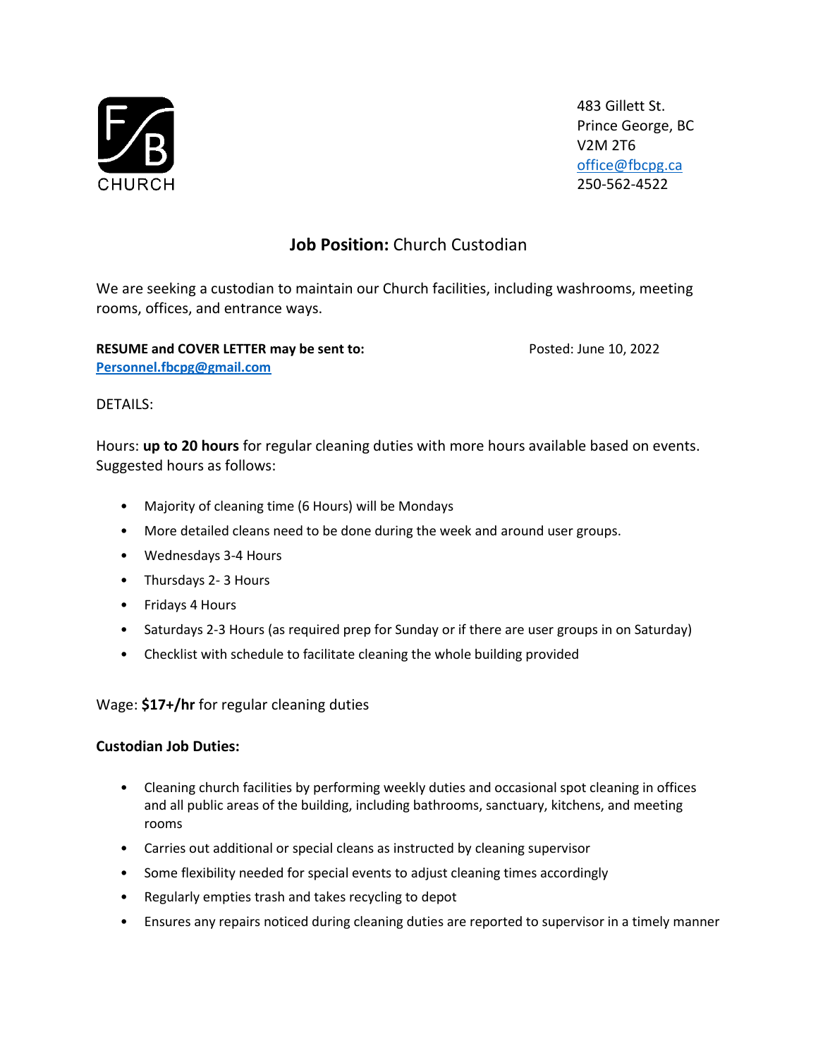F/B CHURCH

483 Gillett St.
Prince George, BC
V2M 2T6
office@fbcpg.ca
250-562-4522

## **Job Position:** Church Custodian

We are seeking a custodian to maintain our Church facilities, including washrooms, meeting rooms, offices, and entrance ways.

**RESUME and COVER LETTER may be sent to:**
**Personnel.fbcpg@gmail.com**

Posted: June 10, 2022

DETAILS:

Hours: **up to 20 hours** for regular cleaning duties with more hours available based on events. Suggested hours as follows:

- Majority of cleaning time (6 Hours) will be Mondays
- More detailed cleans need to be done during the week and around user groups.
- Wednesdays 3-4 Hours
- Thursdays 2- 3 Hours
- Fridays 4 Hours
- Saturdays 2-3 Hours (as required prep for Sunday or if there are user groups in on Saturday)
- Checklist with schedule to facilitate cleaning the whole building provided

Wage: **$17+/hr** for regular cleaning duties

**Custodian Job Duties:**

- Cleaning church facilities by performing weekly duties and occasional spot cleaning in offices and all public areas of the building, including bathrooms, sanctuary, kitchens, and meeting rooms
- Carries out additional or special cleans as instructed by cleaning supervisor
- Some flexibility needed for special events to adjust cleaning times accordingly
- Regularly empties trash and takes recycling to depot
- Ensures any repairs noticed during cleaning duties are reported to supervisor in a timely manner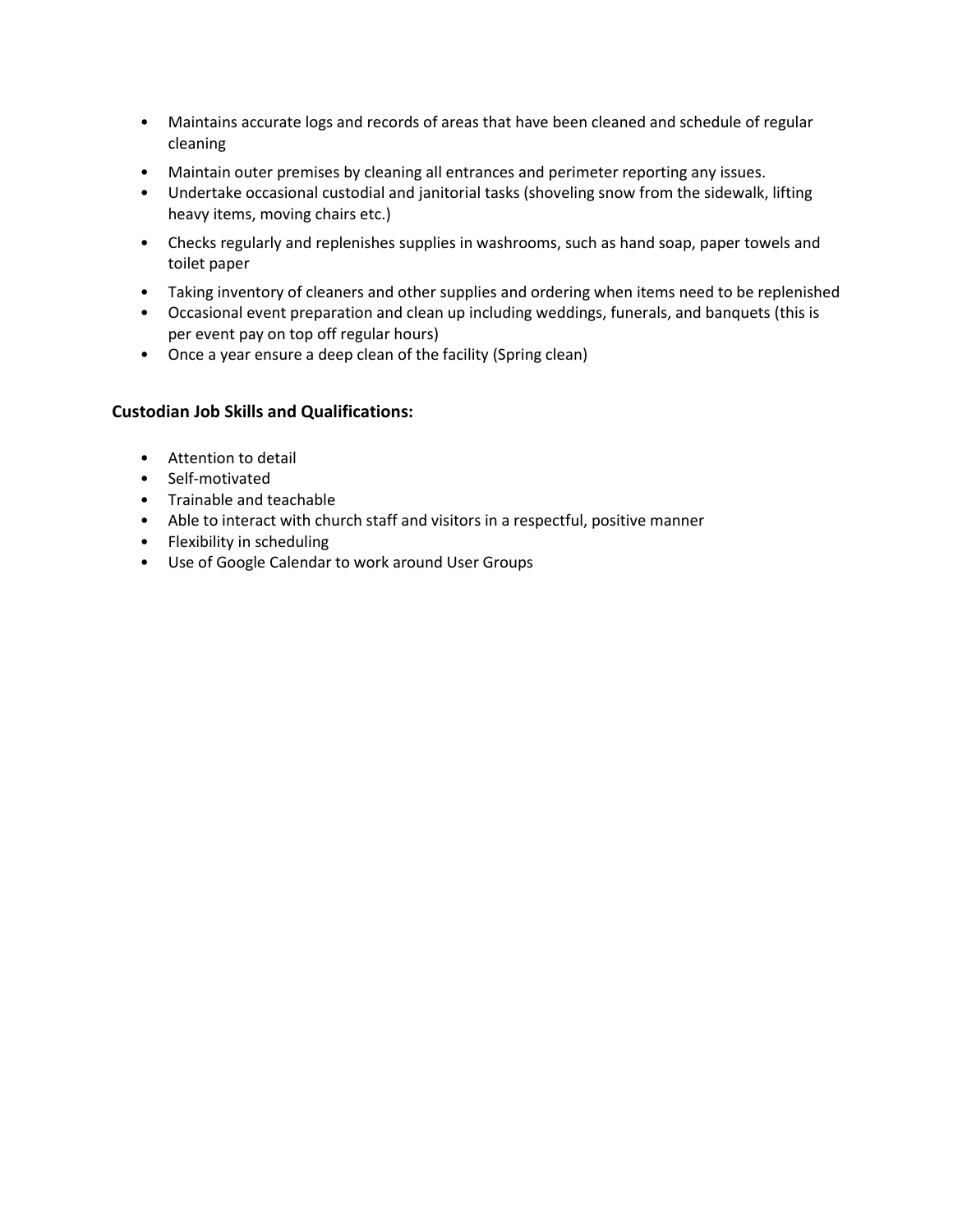- Maintains accurate logs and records of areas that have been cleaned and schedule of regular cleaning
- Maintain outer premises by cleaning all entrances and perimeter reporting any issues.
- Undertake occasional custodial and janitorial tasks (shoveling snow from the sidewalk, lifting heavy items, moving chairs etc.)
- Checks regularly and replenishes supplies in washrooms, such as hand soap, paper towels and toilet paper
- Taking inventory of cleaners and other supplies and ordering when items need to be replenished
- Occasional event preparation and clean up including weddings, funerals, and banquets (this is per event pay on top off regular hours)
- Once a year ensure a deep clean of the facility (Spring clean)

### Custodian Job Skills and Qualifications:

- Attention to detail
- Self-motivated
- Trainable and teachable
- Able to interact with church staff and visitors in a respectful, positive manner
- Flexibility in scheduling
- Use of Google Calendar to work around User Groups